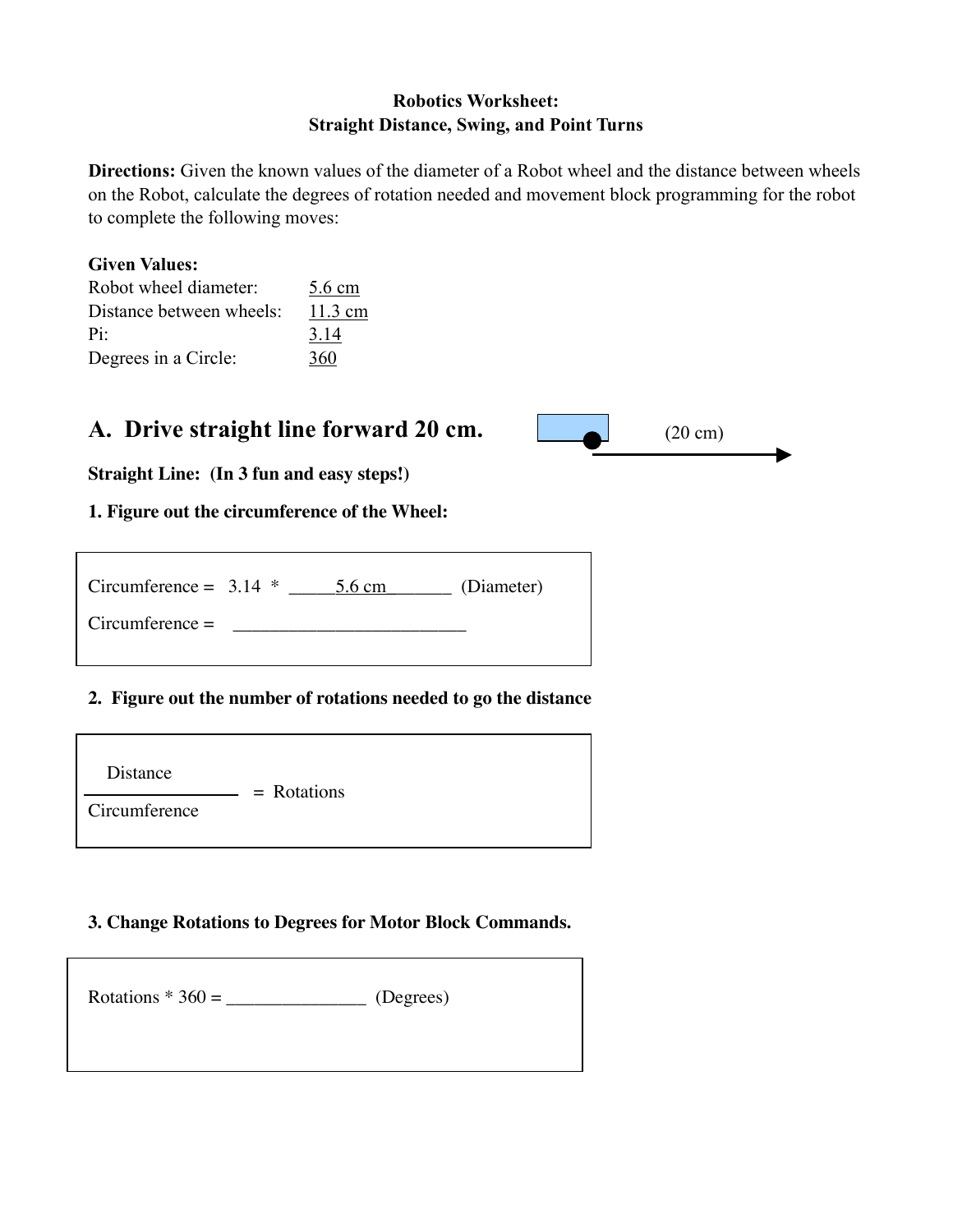**Robotics Worksheet:**
**Straight Distance, Swing, and Point Turns**

**Directions:** Given the known values of the diameter of a Robot wheel and the distance between wheels on the Robot, calculate the degrees of rotation needed and movement block programming for the robot to complete the following moves:

**Given Values:**

| | |
|---|---|
| Robot wheel diameter: | 5.6 cm |
| Distance between wheels: | 11.3 cm |
| Pi: | 3.14 |
| Degrees in a Circle: | 360 |

## A. Drive straight line forward 20 cm.

(20 cm)

**Straight Line: (In 3 fun and easy steps!)**

**1. Figure out the circumference of the Wheel:**

Circumference = 3.14 * _____5.6 cm_______ (Diameter)

Circumference = _________________________

**2. Figure out the number of rotations needed to go the distance**

$$\frac{\text{Distance}}{\text{Circumference}} = \text{Rotations}$$

**3. Change Rotations to Degrees for Motor Block Commands.**

Rotations * 360 = _______________ (Degrees)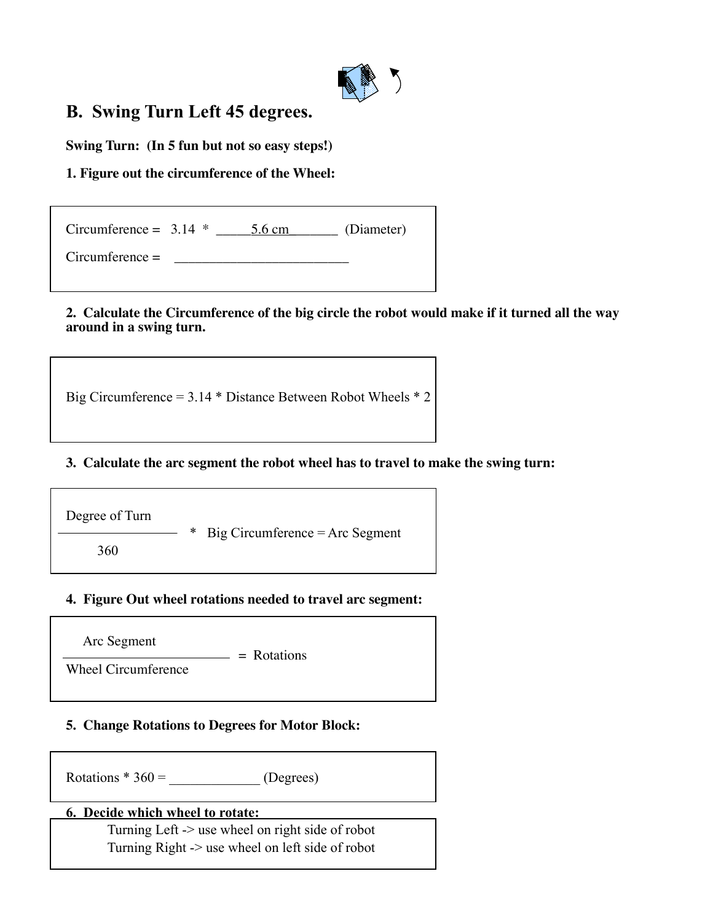## B. Swing Turn Left 45 degrees.

**Swing Turn: (In 5 fun but not so easy steps!)**

**1. Figure out the circumference of the Wheel:**

Circumference = 3.14 * _____5.6 cm_______ (Diameter)

Circumference = _________________________

**2. Calculate the Circumference of the big circle the robot would make if it turned all the way around in a swing turn.**

Big Circumference = 3.14 * Distance Between Robot Wheels * 2

**3. Calculate the arc segment the robot wheel has to travel to make the swing turn:**

$$\frac{\text{Degree of Turn}}{360} * \text{Big Circumference} = \text{Arc Segment}$$

**4. Figure Out wheel rotations needed to travel arc segment:**

$$\frac{\text{Arc Segment}}{\text{Wheel Circumference}} = \text{Rotations}$$

**5. Change Rotations to Degrees for Motor Block:**

Rotations * 360 = _____________ (Degrees)

**6. Decide which wheel to rotate:**

Turning Left -> use wheel on right side of robot
Turning Right -> use wheel on left side of robot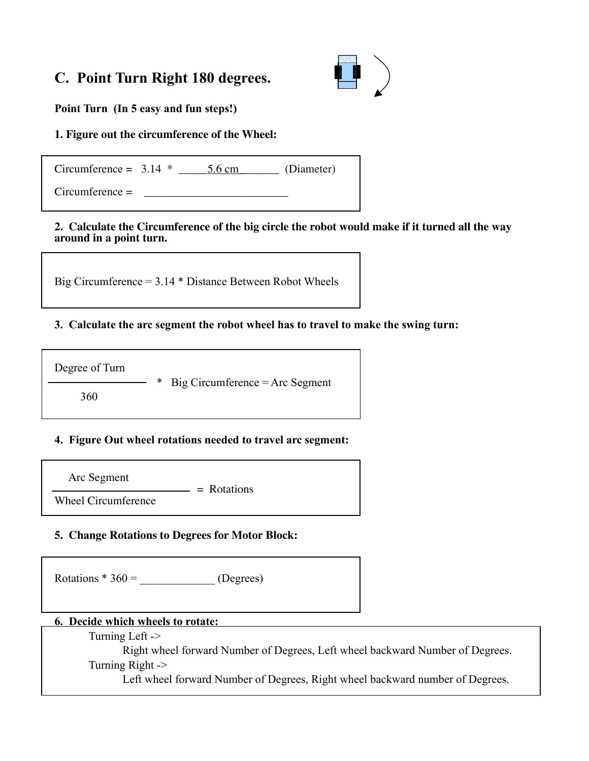## C. Point Turn Right 180 degrees.

**Point Turn (In 5 easy and fun steps!)**

**1. Figure out the circumference of the Wheel:**

Circumference = 3.14 * _____5.6 cm_______ (Diameter)

Circumference = __________________________

**2. Calculate the Circumference of the big circle the robot would make if it turned all the way around in a point turn.**

Big Circumference = 3.14 * Distance Between Robot Wheels

**3. Calculate the arc segment the robot wheel has to travel to make the swing turn:**

$$\frac{\text{Degree of Turn}}{360} * \text{Big Circumference} = \text{Arc Segment}$$

**4. Figure Out wheel rotations needed to travel arc segment:**

$$\frac{\text{Arc Segment}}{\text{Wheel Circumference}} = \text{Rotations}$$

**5. Change Rotations to Degrees for Motor Block:**

Rotations * 360 = _____________ (Degrees)

**6. Decide which wheels to rotate:**

Turning Left ->
Right wheel forward Number of Degrees, Left wheel backward Number of Degrees.

Turning Right ->
Left wheel forward Number of Degrees, Right wheel backward number of Degrees.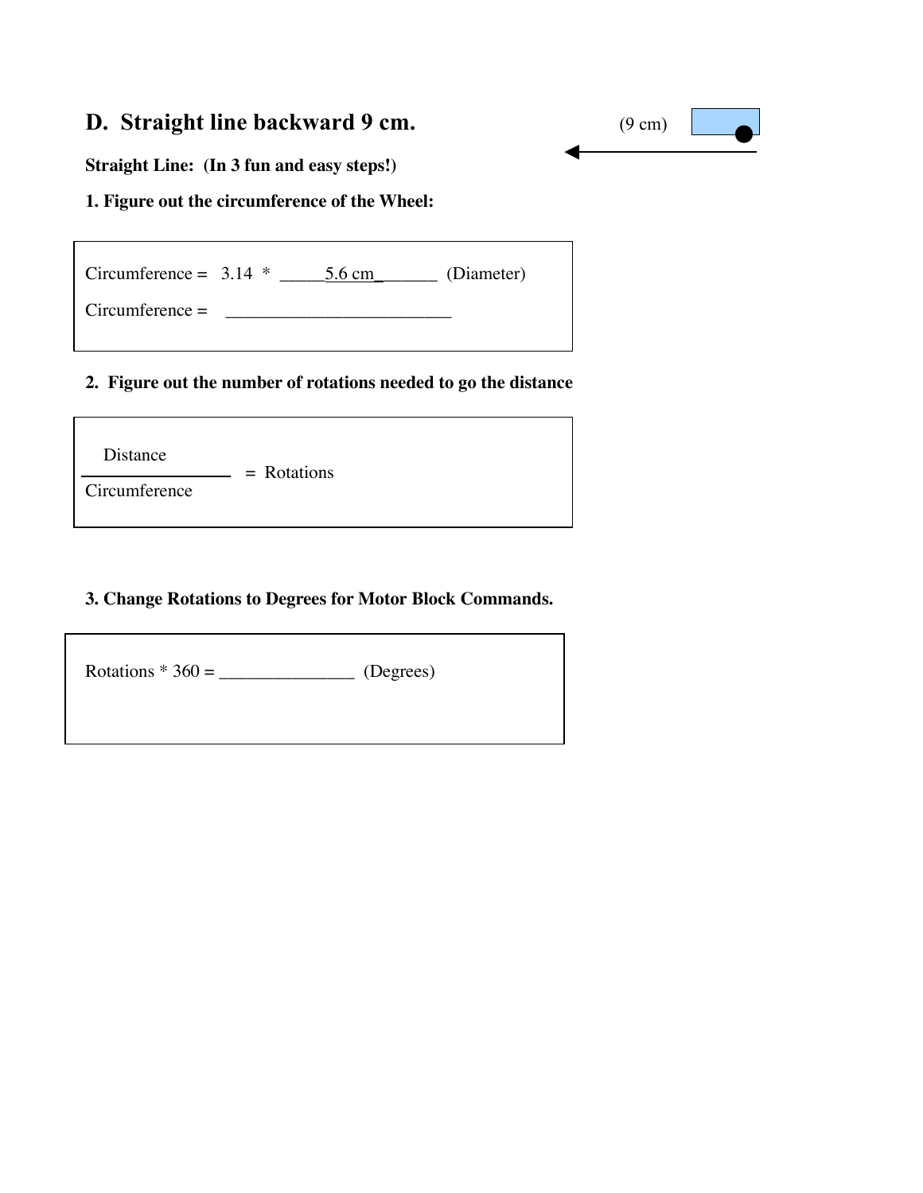## D. Straight line backward 9 cm.

(9 cm)

**Straight Line: (In 3 fun and easy steps!)**

**1. Figure out the circumference of the Wheel:**

Circumference = 3.14 * _____5.6 cm_______ (Diameter)

Circumference = _________________________

**2. Figure out the number of rotations needed to go the distance**

$$\frac{\text{Distance}}{\text{Circumference}} = \text{Rotations}$$

**3. Change Rotations to Degrees for Motor Block Commands.**

Rotations * 360 = _______________ (Degrees)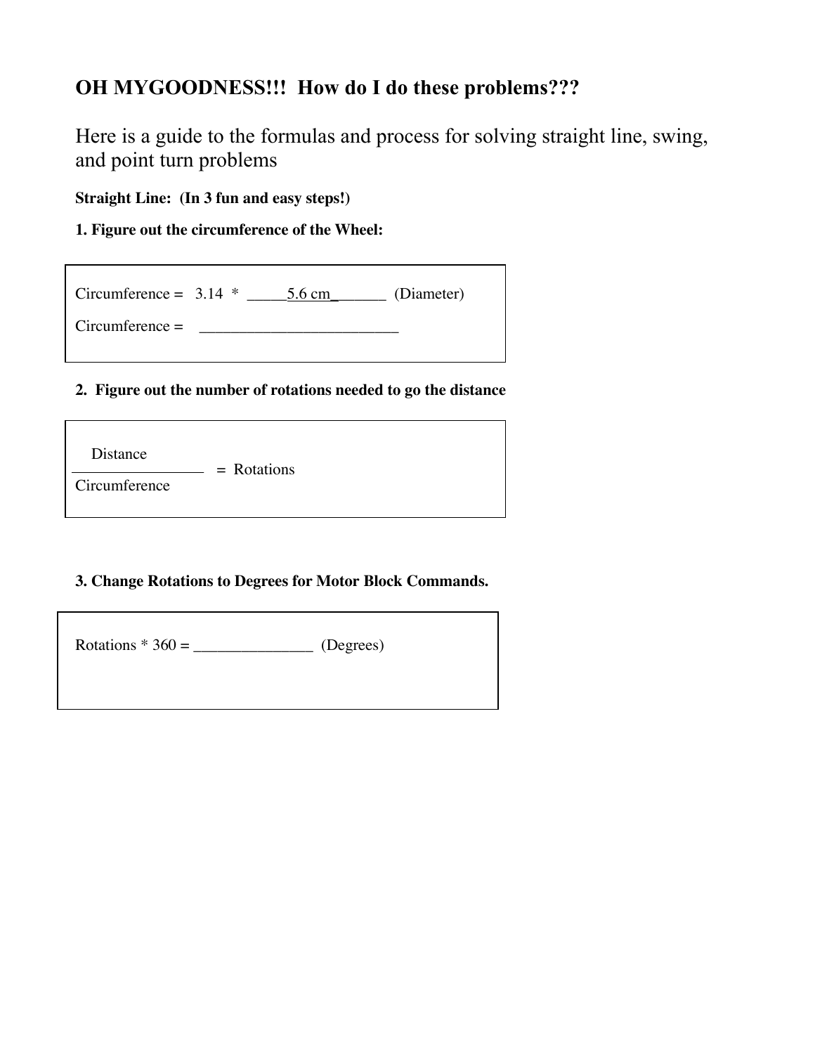## OH MYGOODNESS!!! How do I do these problems???

Here is a guide to the formulas and process for solving straight line, swing, and point turn problems

**Straight Line: (In 3 fun and easy steps!)**

**1. Figure out the circumference of the Wheel:**

Circumference = 3.14 * _____5.6 cm_______ (Diameter)

Circumference = _________________________

**2. Figure out the number of rotations needed to go the distance**

$$\frac{\text{Distance}}{\text{Circumference}} = \text{Rotations}$$

**3. Change Rotations to Degrees for Motor Block Commands.**

Rotations * 360 = _______________ (Degrees)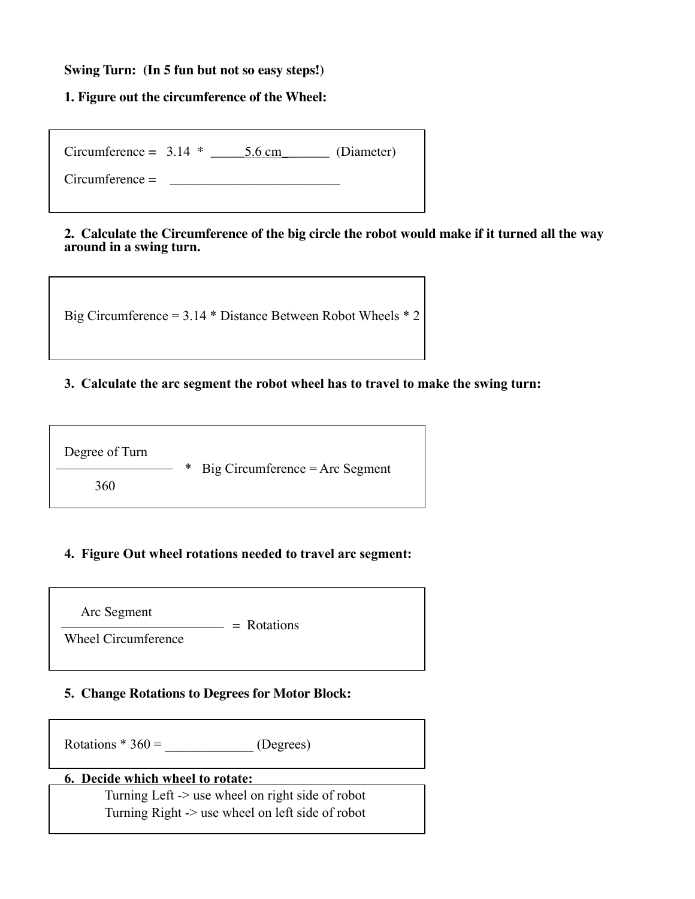**Swing Turn: (In 5 fun but not so easy steps!)**

**1. Figure out the circumference of the Wheel:**

Circumference = 3.14 * _____5.6 cm_______ (Diameter)

Circumference = __________________________

**2. Calculate the Circumference of the big circle the robot would make if it turned all the way around in a swing turn.**

Big Circumference = 3.14 * Distance Between Robot Wheels * 2

**3. Calculate the arc segment the robot wheel has to travel to make the swing turn:**

$$\frac{\text{Degree of Turn}}{360} * \text{Big Circumference} = \text{Arc Segment}$$

**4. Figure Out wheel rotations needed to travel arc segment:**

$$\frac{\text{Arc Segment}}{\text{Wheel Circumference}} = \text{Rotations}$$

**5. Change Rotations to Degrees for Motor Block:**

Rotations * 360 = _____________ (Degrees)

**6. Decide which wheel to rotate:**

Turning Left -> use wheel on right side of robot
Turning Right -> use wheel on left side of robot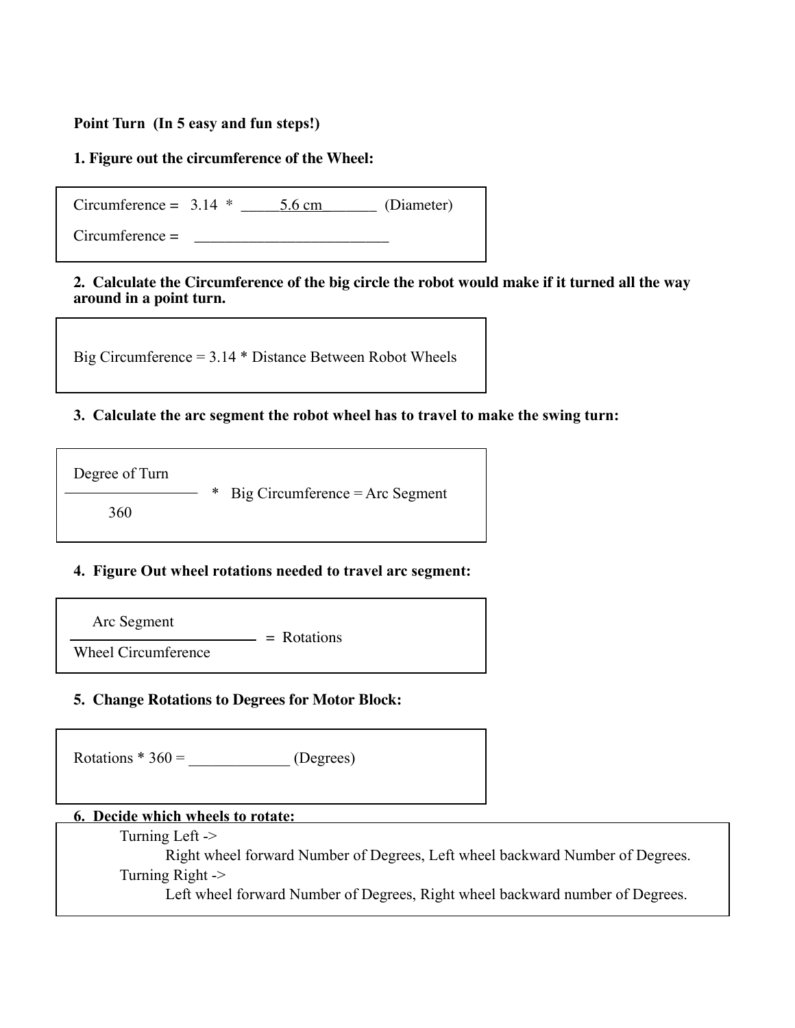**Point Turn (In 5 easy and fun steps!)**

**1. Figure out the circumference of the Wheel:**

Circumference = 3.14 * _____5.6 cm_______ (Diameter)

Circumference = __________________________

**2. Calculate the Circumference of the big circle the robot would make if it turned all the way around in a point turn.**

Big Circumference = 3.14 * Distance Between Robot Wheels

**3. Calculate the arc segment the robot wheel has to travel to make the swing turn:**

$$\frac{\text{Degree of Turn}}{360} * \text{Big Circumference} = \text{Arc Segment}$$

**4. Figure Out wheel rotations needed to travel arc segment:**

$$\frac{\text{Arc Segment}}{\text{Wheel Circumference}} = \text{Rotations}$$

**5. Change Rotations to Degrees for Motor Block:**

Rotations * 360 = _____________ (Degrees)

**6. Decide which wheels to rotate:**

Turning Left ->
Right wheel forward Number of Degrees, Left wheel backward Number of Degrees.

Turning Right ->
Left wheel forward Number of Degrees, Right wheel backward number of Degrees.